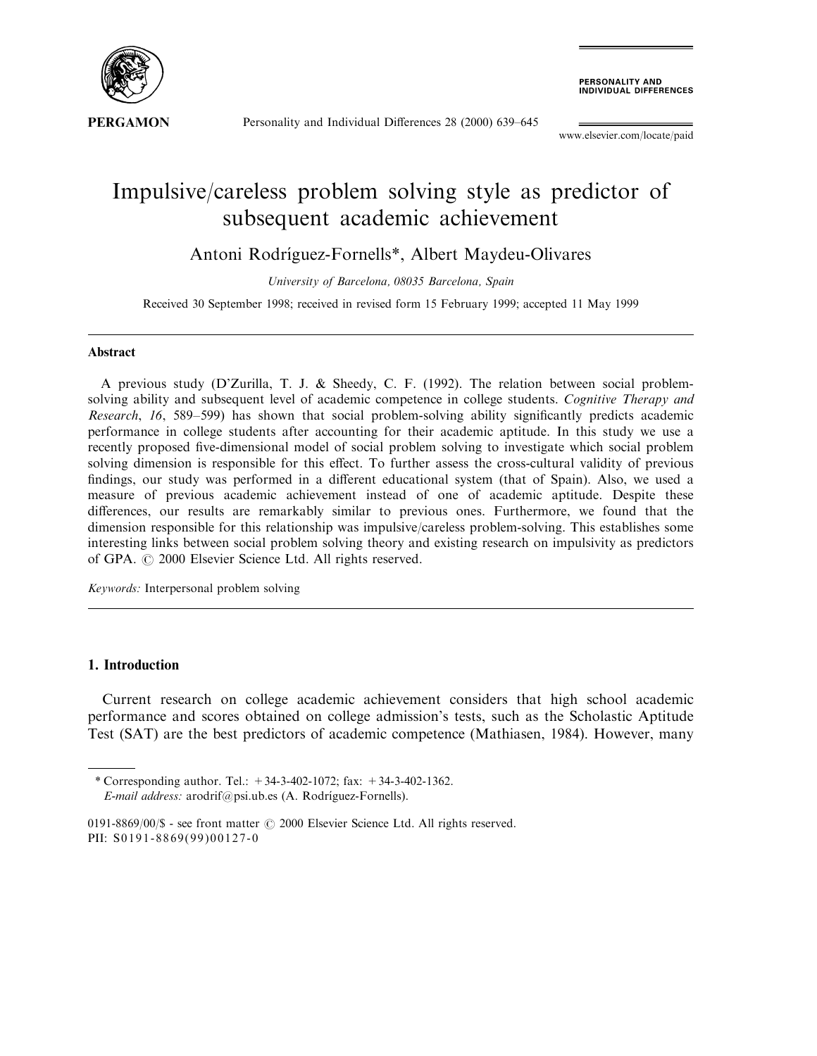# Impulsive/careless problem solving style as predictor of subsequent academic achievement

Antoni Rodríguez-Fornells*, Albert Maydeu-Olivares

*University of Barcelona, 08035 Barcelona, Spain*

Received 30 September 1998; received in revised form 15 February 1999; accepted 11 May 1999

## Abstract

A previous study (D'Zurilla, T. J. & Sheedy, C. F. (1992). The relation between social problem-solving ability and subsequent level of academic competence in college students. *Cognitive Therapy and Research*, *16*, 589–599) has shown that social problem-solving ability significantly predicts academic performance in college students after accounting for their academic aptitude. In this study we use a recently proposed five-dimensional model of social problem solving to investigate which social problem solving dimension is responsible for this effect. To further assess the cross-cultural validity of previous findings, our study was performed in a different educational system (that of Spain). Also, we used a measure of previous academic achievement instead of one of academic aptitude. Despite these differences, our results are remarkably similar to previous ones. Furthermore, we found that the dimension responsible for this relationship was impulsive/careless problem-solving. This establishes some interesting links between social problem solving theory and existing research on impulsivity as predictors of GPA. © 2000 Elsevier Science Ltd. All rights reserved.

*Keywords:* Interpersonal problem solving

## 1. Introduction

Current research on college academic achievement considers that high school academic performance and scores obtained on college admission's tests, such as the Scholastic Aptitude Test (SAT) are the best predictors of academic competence (Mathiasen, 1984). However, many

* Corresponding author. Tel.: +34-3-402-1072; fax: +34-3-402-1362.
*E-mail address:* arodrif@psi.ub.es (A. Rodríguez-Fornells).

0191-8869/00/$ - see front matter © 2000 Elsevier Science Ltd. All rights reserved.
PII: S0191-8869(99)00127-0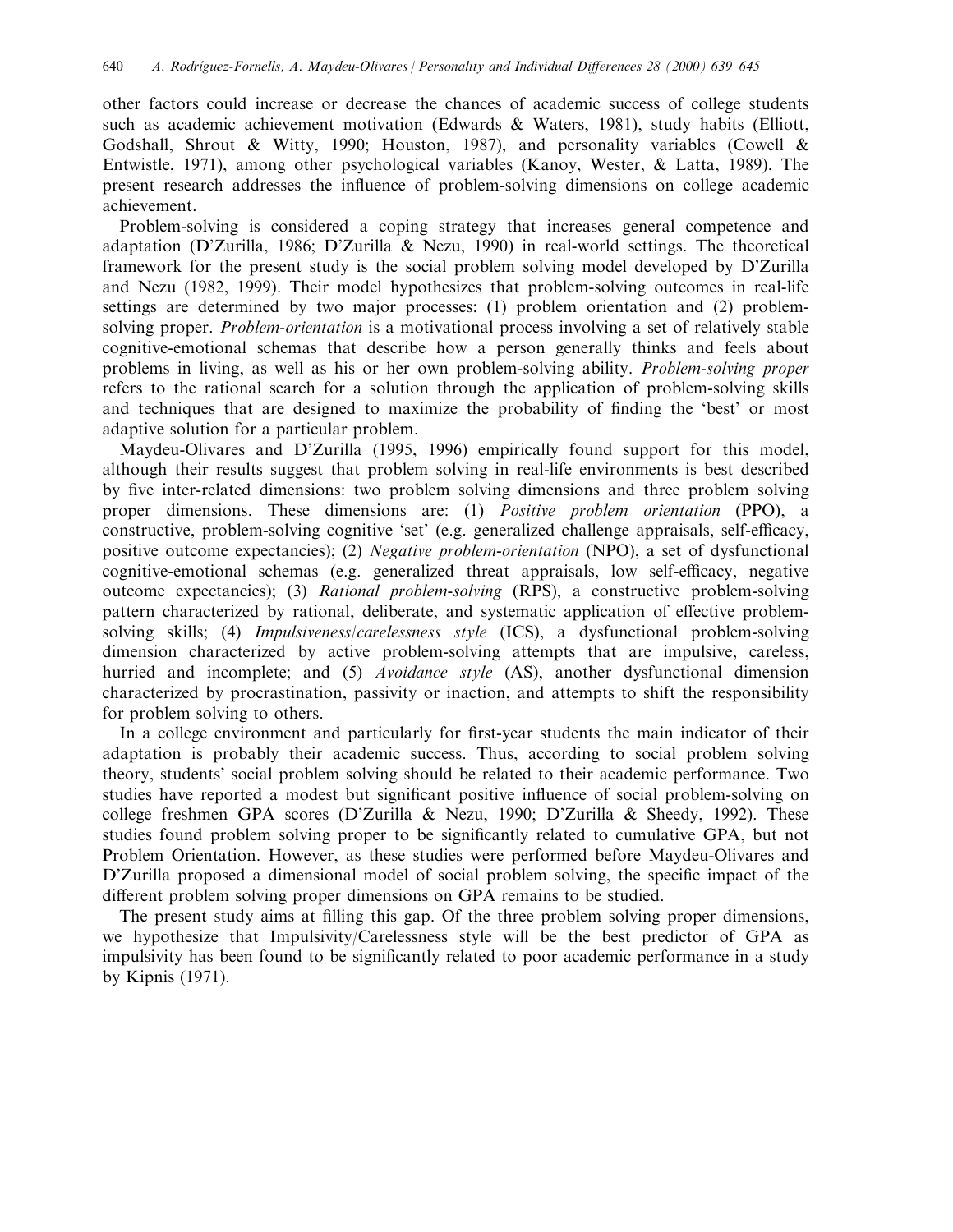other factors could increase or decrease the chances of academic success of college students such as academic achievement motivation (Edwards & Waters, 1981), study habits (Elliott, Godshall, Shrout & Witty, 1990; Houston, 1987), and personality variables (Cowell & Entwistle, 1971), among other psychological variables (Kanoy, Wester, & Latta, 1989). The present research addresses the influence of problem-solving dimensions on college academic achievement.

Problem-solving is considered a coping strategy that increases general competence and adaptation (D'Zurilla, 1986; D'Zurilla & Nezu, 1990) in real-world settings. The theoretical framework for the present study is the social problem solving model developed by D'Zurilla and Nezu (1982, 1999). Their model hypothesizes that problem-solving outcomes in real-life settings are determined by two major processes: (1) problem orientation and (2) problem-solving proper. *Problem-orientation* is a motivational process involving a set of relatively stable cognitive-emotional schemas that describe how a person generally thinks and feels about problems in living, as well as his or her own problem-solving ability. *Problem-solving proper* refers to the rational search for a solution through the application of problem-solving skills and techniques that are designed to maximize the probability of finding the 'best' or most adaptive solution for a particular problem.

Maydeu-Olivares and D'Zurilla (1995, 1996) empirically found support for this model, although their results suggest that problem solving in real-life environments is best described by five inter-related dimensions: two problem solving dimensions and three problem solving proper dimensions. These dimensions are: (1) *Positive problem orientation* (PPO), a constructive, problem-solving cognitive 'set' (e.g. generalized challenge appraisals, self-efficacy, positive outcome expectancies); (2) *Negative problem-orientation* (NPO), a set of dysfunctional cognitive-emotional schemas (e.g. generalized threat appraisals, low self-efficacy, negative outcome expectancies); (3) *Rational problem-solving* (RPS), a constructive problem-solving pattern characterized by rational, deliberate, and systematic application of effective problem-solving skills; (4) *Impulsiveness/carelessness style* (ICS), a dysfunctional problem-solving dimension characterized by active problem-solving attempts that are impulsive, careless, hurried and incomplete; and (5) *Avoidance style* (AS), another dysfunctional dimension characterized by procrastination, passivity or inaction, and attempts to shift the responsibility for problem solving to others.

In a college environment and particularly for first-year students the main indicator of their adaptation is probably their academic success. Thus, according to social problem solving theory, students' social problem solving should be related to their academic performance. Two studies have reported a modest but significant positive influence of social problem-solving on college freshmen GPA scores (D'Zurilla & Nezu, 1990; D'Zurilla & Sheedy, 1992). These studies found problem solving proper to be significantly related to cumulative GPA, but not Problem Orientation. However, as these studies were performed before Maydeu-Olivares and D'Zurilla proposed a dimensional model of social problem solving, the specific impact of the different problem solving proper dimensions on GPA remains to be studied.

The present study aims at filling this gap. Of the three problem solving proper dimensions, we hypothesize that Impulsivity/Carelessness style will be the best predictor of GPA as impulsivity has been found to be significantly related to poor academic performance in a study by Kipnis (1971).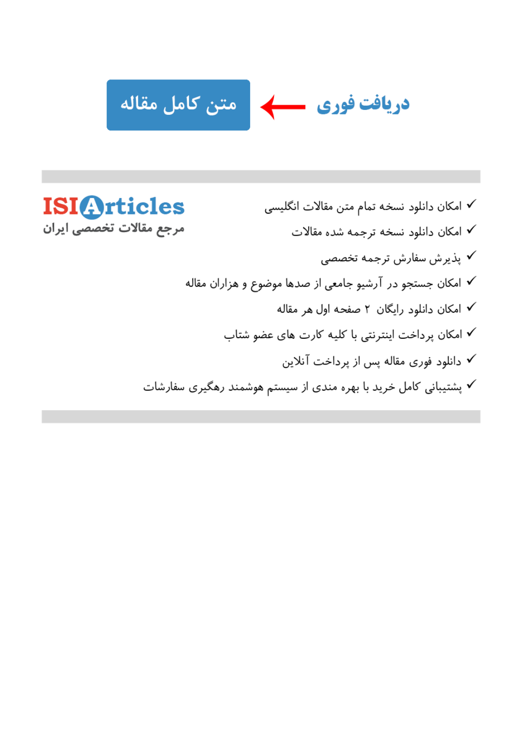دریافت فوری ← متن کامل مقاله

**ISIArticles**
مرجع مقالات تخصصی ایران

- ✓ امکان دانلود نسخه تمام متن مقالات انگلیسی
- ✓ امکان دانلود نسخه ترجمه شده مقالات
- ✓ پذیرش سفارش ترجمه تخصصی
- ✓ امکان جستجو در آرشیو جامعی از صدها موضوع و هزاران مقاله
- ✓ امکان دانلود رایگان ۲ صفحه اول هر مقاله
- ✓ امکان پرداخت اینترنتی با کلیه کارت های عضو شتاب
- ✓ دانلود فوری مقاله پس از پرداخت آنلاین
- ✓ پشتیبانی کامل خرید با بهره مندی از سیستم هوشمند رهگیری سفارشات